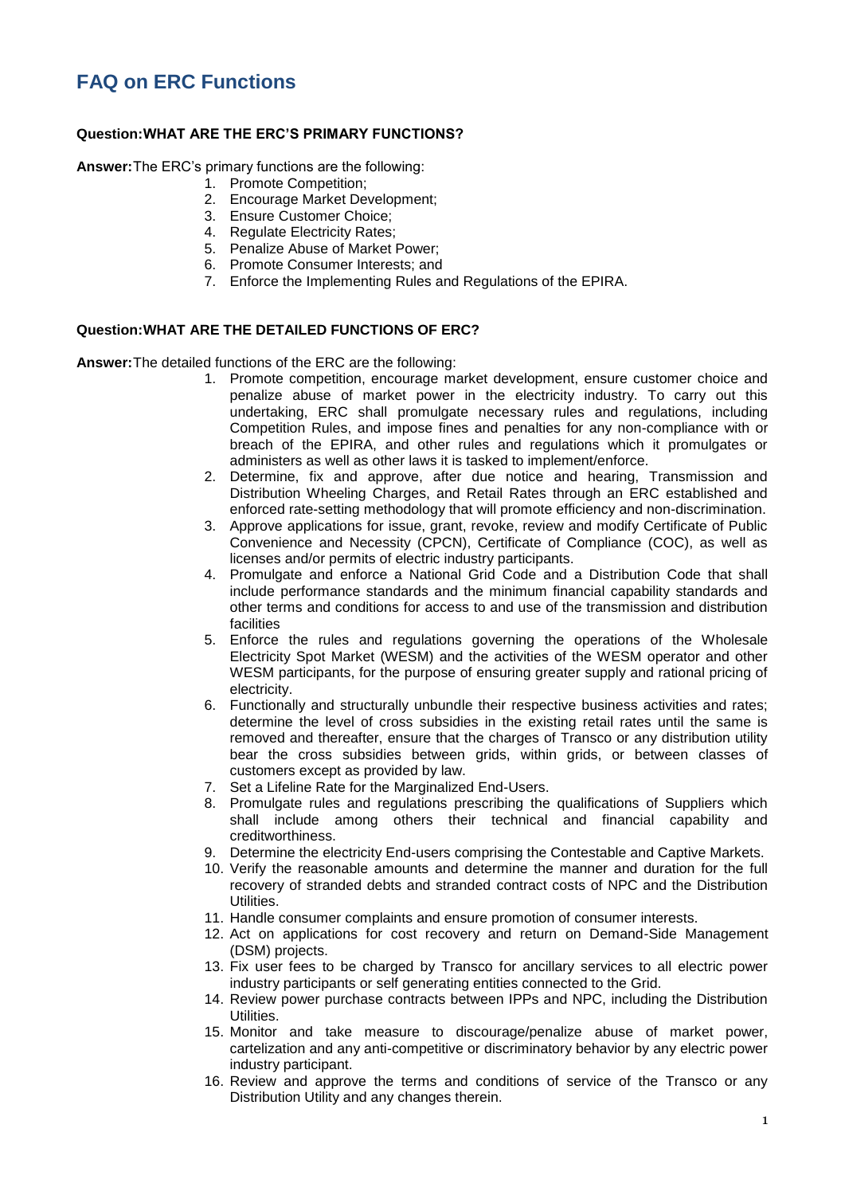# FAQ on ERC Functions

**Question:WHAT ARE THE ERC'S PRIMARY FUNCTIONS?**

**Answer:**The ERC's primary functions are the following:

1. Promote Competition;
2. Encourage Market Development;
3. Ensure Customer Choice;
4. Regulate Electricity Rates;
5. Penalize Abuse of Market Power;
6. Promote Consumer Interests; and
7. Enforce the Implementing Rules and Regulations of the EPIRA.

**Question:WHAT ARE THE DETAILED FUNCTIONS OF ERC?**

**Answer:**The detailed functions of the ERC are the following:

1. Promote competition, encourage market development, ensure customer choice and penalize abuse of market power in the electricity industry. To carry out this undertaking, ERC shall promulgate necessary rules and regulations, including Competition Rules, and impose fines and penalties for any non-compliance with or breach of the EPIRA, and other rules and regulations which it promulgates or administers as well as other laws it is tasked to implement/enforce.
2. Determine, fix and approve, after due notice and hearing, Transmission and Distribution Wheeling Charges, and Retail Rates through an ERC established and enforced rate-setting methodology that will promote efficiency and non-discrimination.
3. Approve applications for issue, grant, revoke, review and modify Certificate of Public Convenience and Necessity (CPCN), Certificate of Compliance (COC), as well as licenses and/or permits of electric industry participants.
4. Promulgate and enforce a National Grid Code and a Distribution Code that shall include performance standards and the minimum financial capability standards and other terms and conditions for access to and use of the transmission and distribution facilities
5. Enforce the rules and regulations governing the operations of the Wholesale Electricity Spot Market (WESM) and the activities of the WESM operator and other WESM participants, for the purpose of ensuring greater supply and rational pricing of electricity.
6. Functionally and structurally unbundle their respective business activities and rates; determine the level of cross subsidies in the existing retail rates until the same is removed and thereafter, ensure that the charges of Transco or any distribution utility bear the cross subsidies between grids, within grids, or between classes of customers except as provided by law.
7. Set a Lifeline Rate for the Marginalized End-Users.
8. Promulgate rules and regulations prescribing the qualifications of Suppliers which shall include among others their technical and financial capability and creditworthiness.
9. Determine the electricity End-users comprising the Contestable and Captive Markets.
10. Verify the reasonable amounts and determine the manner and duration for the full recovery of stranded debts and stranded contract costs of NPC and the Distribution Utilities.
11. Handle consumer complaints and ensure promotion of consumer interests.
12. Act on applications for cost recovery and return on Demand-Side Management (DSM) projects.
13. Fix user fees to be charged by Transco for ancillary services to all electric power industry participants or self generating entities connected to the Grid.
14. Review power purchase contracts between IPPs and NPC, including the Distribution Utilities.
15. Monitor and take measure to discourage/penalize abuse of market power, cartelization and any anti-competitive or discriminatory behavior by any electric power industry participant.
16. Review and approve the terms and conditions of service of the Transco or any Distribution Utility and any changes therein.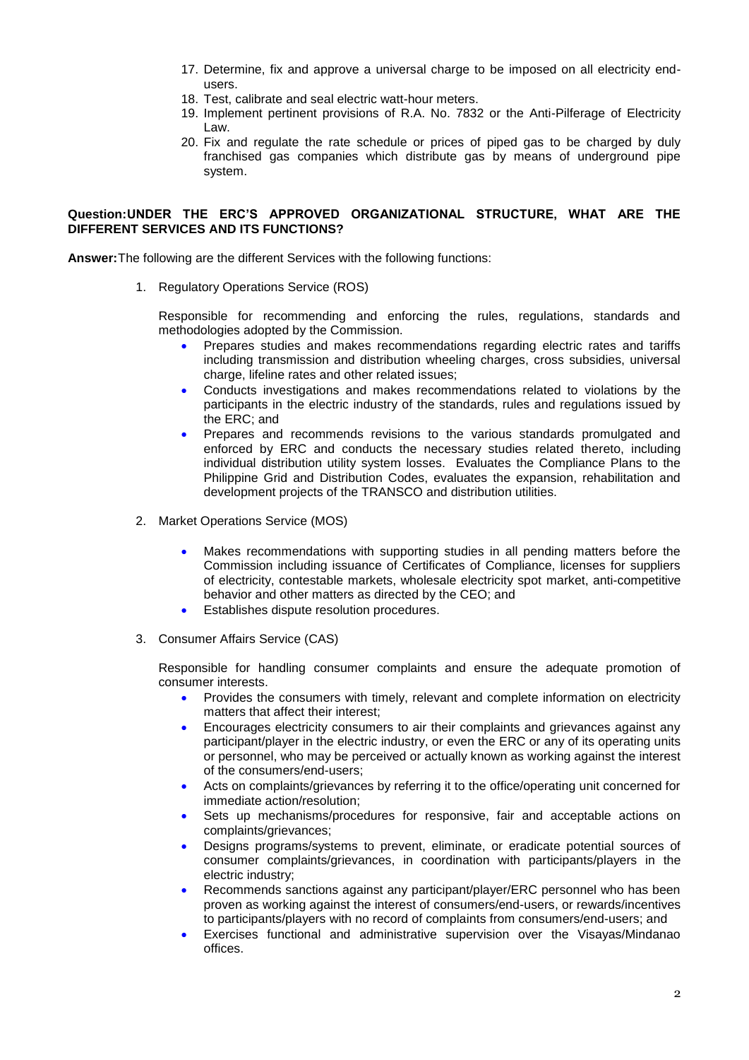17. Determine, fix and approve a universal charge to be imposed on all electricity end-users.
18. Test, calibrate and seal electric watt-hour meters.
19. Implement pertinent provisions of R.A. No. 7832 or the Anti-Pilferage of Electricity Law.
20. Fix and regulate the rate schedule or prices of piped gas to be charged by duly franchised gas companies which distribute gas by means of underground pipe system.

**Question:UNDER THE ERC'S APPROVED ORGANIZATIONAL STRUCTURE, WHAT ARE THE DIFFERENT SERVICES AND ITS FUNCTIONS?**

**Answer:**The following are the different Services with the following functions:

1. Regulatory Operations Service (ROS)

   Responsible for recommending and enforcing the rules, regulations, standards and methodologies adopted by the Commission.

   - Prepares studies and makes recommendations regarding electric rates and tariffs including transmission and distribution wheeling charges, cross subsidies, universal charge, lifeline rates and other related issues;
   - Conducts investigations and makes recommendations related to violations by the participants in the electric industry of the standards, rules and regulations issued by the ERC; and
   - Prepares and recommends revisions to the various standards promulgated and enforced by ERC and conducts the necessary studies related thereto, including individual distribution utility system losses. Evaluates the Compliance Plans to the Philippine Grid and Distribution Codes, evaluates the expansion, rehabilitation and development projects of the TRANSCO and distribution utilities.

2. Market Operations Service (MOS)

   - Makes recommendations with supporting studies in all pending matters before the Commission including issuance of Certificates of Compliance, licenses for suppliers of electricity, contestable markets, wholesale electricity spot market, anti-competitive behavior and other matters as directed by the CEO; and
   - Establishes dispute resolution procedures.

3. Consumer Affairs Service (CAS)

   Responsible for handling consumer complaints and ensure the adequate promotion of consumer interests.

   - Provides the consumers with timely, relevant and complete information on electricity matters that affect their interest;
   - Encourages electricity consumers to air their complaints and grievances against any participant/player in the electric industry, or even the ERC or any of its operating units or personnel, who may be perceived or actually known as working against the interest of the consumers/end-users;
   - Acts on complaints/grievances by referring it to the office/operating unit concerned for immediate action/resolution;
   - Sets up mechanisms/procedures for responsive, fair and acceptable actions on complaints/grievances;
   - Designs programs/systems to prevent, eliminate, or eradicate potential sources of consumer complaints/grievances, in coordination with participants/players in the electric industry;
   - Recommends sanctions against any participant/player/ERC personnel who has been proven as working against the interest of consumers/end-users, or rewards/incentives to participants/players with no record of complaints from consumers/end-users; and
   - Exercises functional and administrative supervision over the Visayas/Mindanao offices.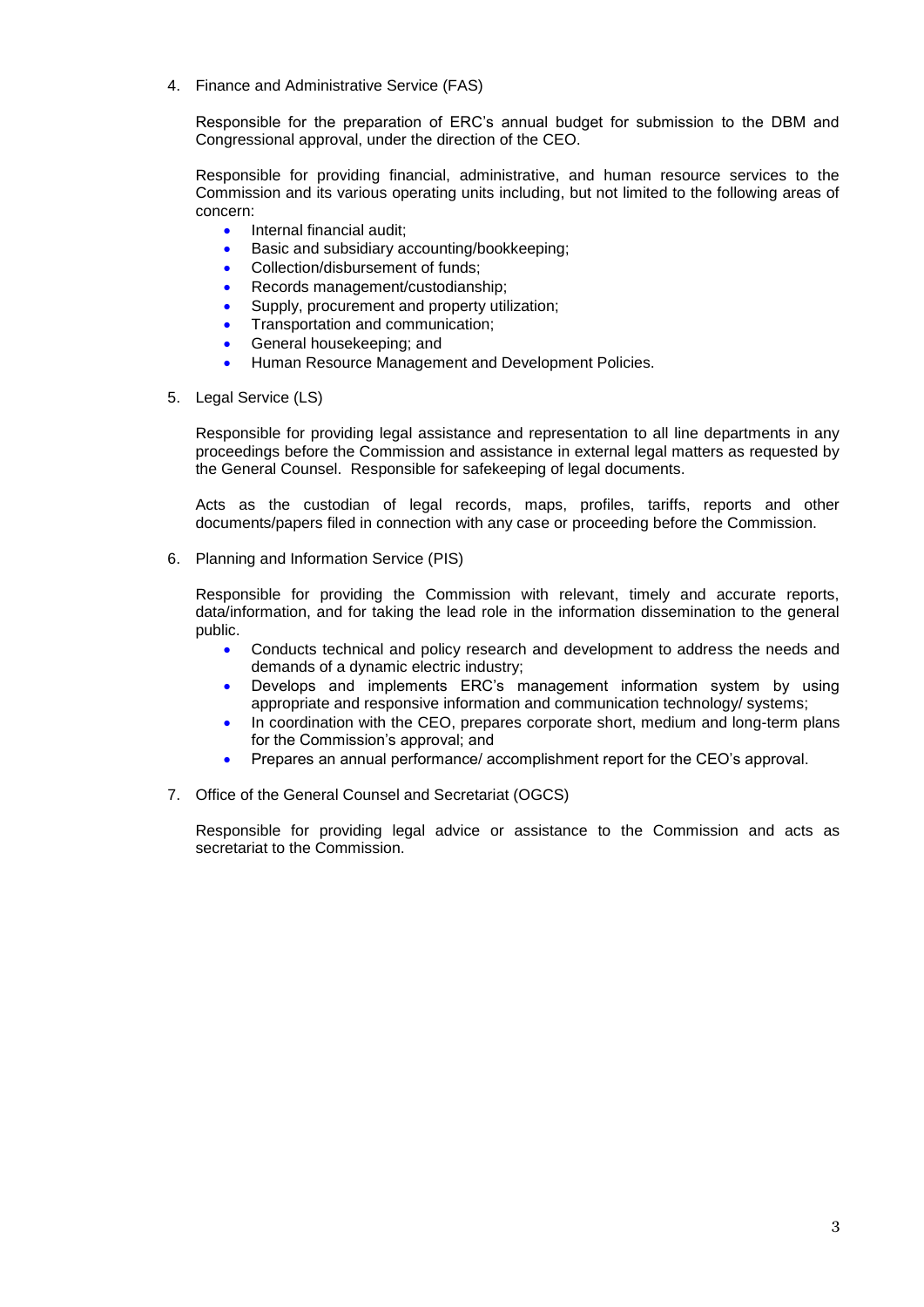4. Finance and Administrative Service (FAS)

   Responsible for the preparation of ERC's annual budget for submission to the DBM and Congressional approval, under the direction of the CEO.

   Responsible for providing financial, administrative, and human resource services to the Commission and its various operating units including, but not limited to the following areas of concern:

   - Internal financial audit;
   - Basic and subsidiary accounting/bookkeeping;
   - Collection/disbursement of funds;
   - Records management/custodianship;
   - Supply, procurement and property utilization;
   - Transportation and communication;
   - General housekeeping; and
   - Human Resource Management and Development Policies.

5. Legal Service (LS)

   Responsible for providing legal assistance and representation to all line departments in any proceedings before the Commission and assistance in external legal matters as requested by the General Counsel. Responsible for safekeeping of legal documents.

   Acts as the custodian of legal records, maps, profiles, tariffs, reports and other documents/papers filed in connection with any case or proceeding before the Commission.

6. Planning and Information Service (PIS)

   Responsible for providing the Commission with relevant, timely and accurate reports, data/information, and for taking the lead role in the information dissemination to the general public.

   - Conducts technical and policy research and development to address the needs and demands of a dynamic electric industry;
   - Develops and implements ERC's management information system by using appropriate and responsive information and communication technology/ systems;
   - In coordination with the CEO, prepares corporate short, medium and long-term plans for the Commission's approval; and
   - Prepares an annual performance/ accomplishment report for the CEO's approval.

7. Office of the General Counsel and Secretariat (OGCS)

   Responsible for providing legal advice or assistance to the Commission and acts as secretariat to the Commission.